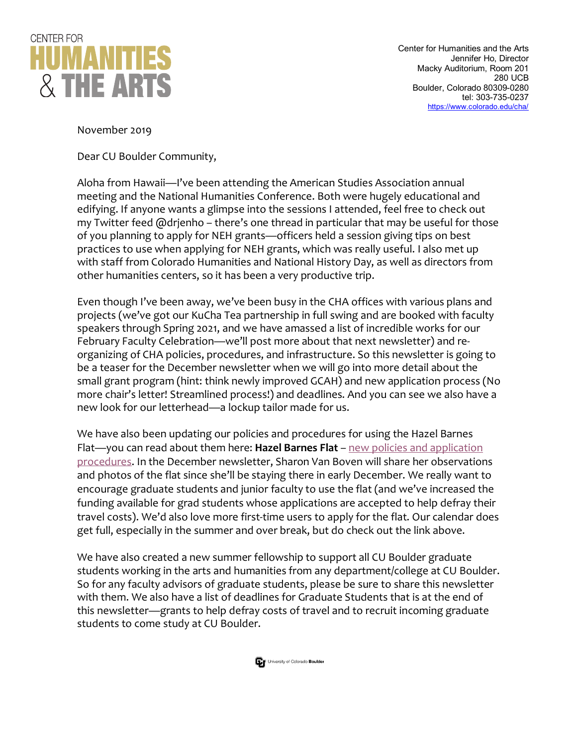CENTER FOR
# HUMANITIES & THE ARTS

Center for Humanities and the Arts
Jennifer Ho, Director
Macky Auditorium, Room 201
280 UCB
Boulder, Colorado 80309-0280
tel: 303-735-0237
https://www.colorado.edu/cha/

November 2019

Dear CU Boulder Community,

Aloha from Hawaii—I've been attending the American Studies Association annual meeting and the National Humanities Conference. Both were hugely educational and edifying. If anyone wants a glimpse into the sessions I attended, feel free to check out my Twitter feed @drjenho – there's one thread in particular that may be useful for those of you planning to apply for NEH grants—officers held a session giving tips on best practices to use when applying for NEH grants, which was really useful. I also met up with staff from Colorado Humanities and National History Day, as well as directors from other humanities centers, so it has been a very productive trip.

Even though I've been away, we've been busy in the CHA offices with various plans and projects (we've got our KuCha Tea partnership in full swing and are booked with faculty speakers through Spring 2021, and we have amassed a list of incredible works for our February Faculty Celebration—we'll post more about that next newsletter) and re-organizing of CHA policies, procedures, and infrastructure. So this newsletter is going to be a teaser for the December newsletter when we will go into more detail about the small grant program (hint: think newly improved GCAH) and new application process (No more chair's letter! Streamlined process!) and deadlines. And you can see we also have a new look for our letterhead—a lockup tailor made for us.

We have also been updating our policies and procedures for using the Hazel Barnes Flat—you can read about them here: **Hazel Barnes Flat** – new policies and application procedures. In the December newsletter, Sharon Van Boven will share her observations and photos of the flat since she'll be staying there in early December. We really want to encourage graduate students and junior faculty to use the flat (and we've increased the funding available for grad students whose applications are accepted to help defray their travel costs). We'd also love more first-time users to apply for the flat. Our calendar does get full, especially in the summer and over break, but do check out the link above.

We have also created a new summer fellowship to support all CU Boulder graduate students working in the arts and humanities from any department/college at CU Boulder. So for any faculty advisors of graduate students, please be sure to share this newsletter with them. We also have a list of deadlines for Graduate Students that is at the end of this newsletter—grants to help defray costs of travel and to recruit incoming graduate students to come study at CU Boulder.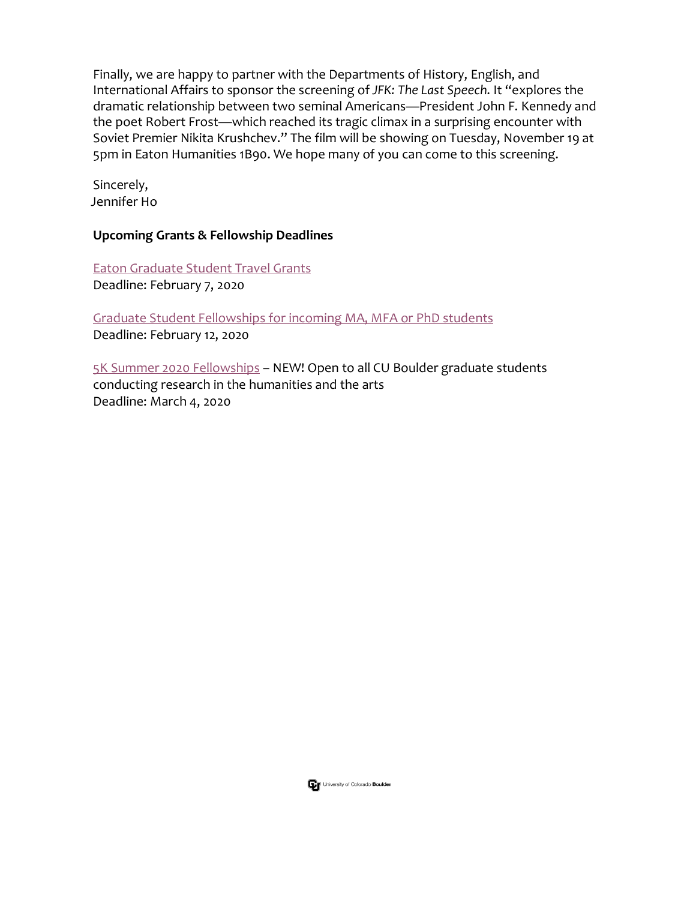Finally, we are happy to partner with the Departments of History, English, and International Affairs to sponsor the screening of *JFK: The Last Speech*. It "explores the dramatic relationship between two seminal Americans—President John F. Kennedy and the poet Robert Frost—which reached its tragic climax in a surprising encounter with Soviet Premier Nikita Krushchev." The film will be showing on Tuesday, November 19 at 5pm in Eaton Humanities 1B90. We hope many of you can come to this screening.

Sincerely,
Jennifer Ho

**Upcoming Grants & Fellowship Deadlines**

Eaton Graduate Student Travel Grants
Deadline: February 7, 2020

Graduate Student Fellowships for incoming MA, MFA or PhD students
Deadline: February 12, 2020

5K Summer 2020 Fellowships – NEW! Open to all CU Boulder graduate students conducting research in the humanities and the arts
Deadline: March 4, 2020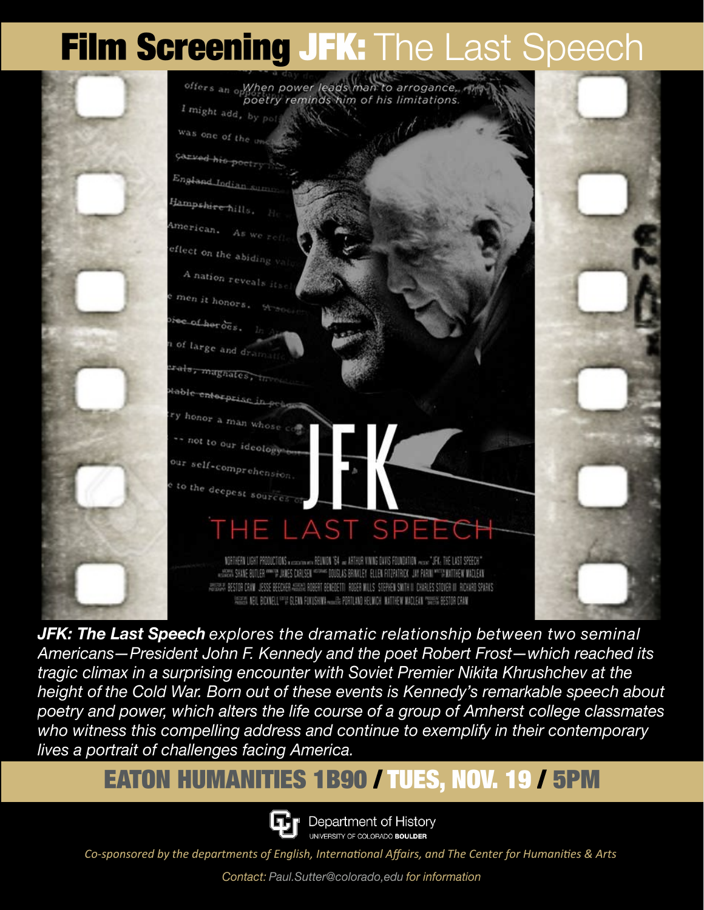# Film Screening JFK: The Last Speech

***JFK: The Last Speech*** *explores the dramatic relationship between two seminal Americans—President John F. Kennedy and the poet Robert Frost—which reached its tragic climax in a surprising encounter with Soviet Premier Nikita Khrushchev at the height of the Cold War. Born out of these events is Kennedy's remarkable speech about poetry and power, which alters the life course of a group of Amherst college classmates who witness this compelling address and continue to exemplify in their contemporary lives a portrait of challenges facing America.*

## EATON HUMANITIES 1B90 / TUES, NOV. 19 / 5PM

Department of History
UNIVERSITY OF COLORADO BOULDER

*Co-sponsored by the departments of English, International Affairs, and The Center for Humanities & Arts*

*Contact: Paul.Sutter@colorado,edu for information*